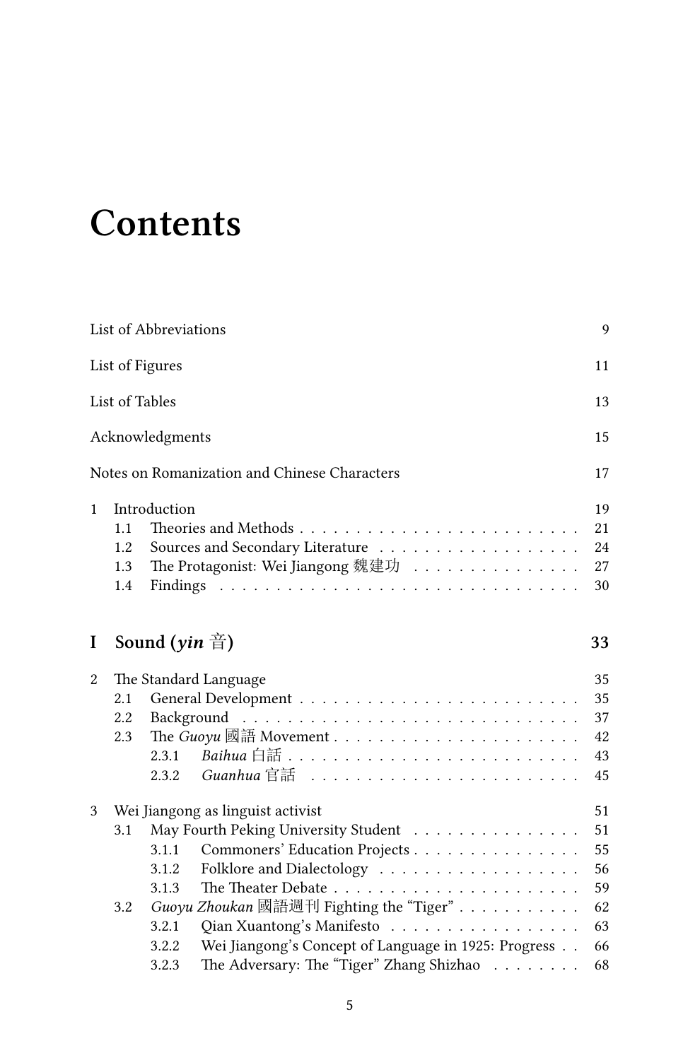# Contents

List of Abbreviations 9

List of Figures 11

List of Tables 13

Acknowledgments 15

Notes on Romanization and Chinese Characters 17

1 Introduction 19
- 1.1 Theories and Methods 21
- 1.2 Sources and Secondary Literature 24
- 1.3 The Protagonist: Wei Jiangong 魏建功 27
- 1.4 Findings 30

**I Sound (*yin* 音) 33**

2 The Standard Language 35
- 2.1 General Development 35
- 2.2 Background 37
- 2.3 The *Guoyu* 國語 Movement 42
  - 2.3.1 *Baihua* 白話 43
  - 2.3.2 *Guanhua* 官話 45

3 Wei Jiangong as linguist activist 51
- 3.1 May Fourth Peking University Student 51
  - 3.1.1 Commoners' Education Projects 55
  - 3.1.2 Folklore and Dialectology 56
  - 3.1.3 The Theater Debate 59
- 3.2 *Guoyu Zhoukan* 國語週刊 Fighting the "Tiger" 62
  - 3.2.1 Qian Xuantong's Manifesto 63
  - 3.2.2 Wei Jiangong's Concept of Language in 1925: Progress 66
  - 3.2.3 The Adversary: The "Tiger" Zhang Shizhao 68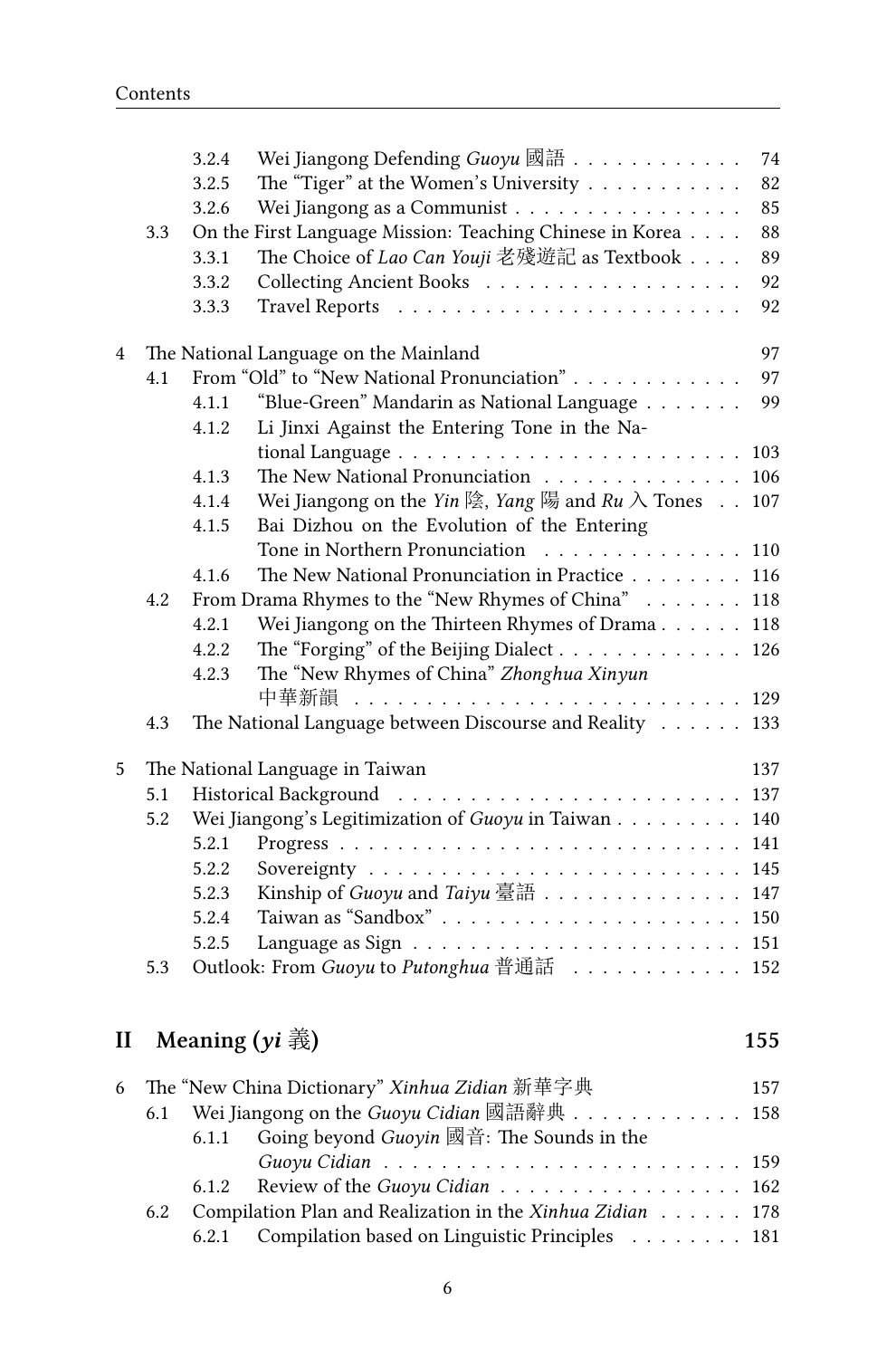3.2.4 Wei Jiangong Defending *Guoyu* 國語 . . . . . . . . . . . . 74
3.2.5 The “Tiger” at the Women’s University . . . . . . . . . . . 82
3.2.6 Wei Jiangong as a Communist . . . . . . . . . . . . . . . . 85

3.3 On the First Language Mission: Teaching Chinese in Korea . . . . 88
3.3.1 The Choice of *Lao Can Youji* 老殘遊記 as Textbook . . . . 89
3.3.2 Collecting Ancient Books . . . . . . . . . . . . . . . . . . 92
3.3.3 Travel Reports . . . . . . . . . . . . . . . . . . . . . . . . 92

4 The National Language on the Mainland 97
4.1 From “Old” to “New National Pronunciation” . . . . . . . . . . . . 97
4.1.1 “Blue-Green” Mandarin as National Language . . . . . . . 99
4.1.2 Li Jinxi Against the Entering Tone in the National Language . . . . . . . . . . . . . . . . . . . . . . . . 103
4.1.3 The New National Pronunciation . . . . . . . . . . . . . . 106
4.1.4 Wei Jiangong on the *Yin* 陰, *Yang* 陽 and *Ru* 入 Tones . . 107
4.1.5 Bai Dizhou on the Evolution of the Entering Tone in Northern Pronunciation . . . . . . . . . . . . . 110
4.1.6 The New National Pronunciation in Practice . . . . . . . . 116

4.2 From Drama Rhymes to the “New Rhymes of China” . . . . . . . 118
4.2.1 Wei Jiangong on the Thirteen Rhymes of Drama . . . . . . 118
4.2.2 The “Forging” of the Beijing Dialect . . . . . . . . . . . . . 126
4.2.3 The “New Rhymes of China” *Zhonghua Xinyun* 中華新韻 . . . . . . . . . . . . . . . . . . . . . . . . . . 129

4.3 The National Language between Discourse and Reality . . . . . . 133

5 The National Language in Taiwan 137
5.1 Historical Background . . . . . . . . . . . . . . . . . . . . . . . . 137
5.2 Wei Jiangong’s Legitimization of *Guoyu* in Taiwan . . . . . . . . . 140
5.2.1 Progress . . . . . . . . . . . . . . . . . . . . . . . . . . . 141
5.2.2 Sovereignty . . . . . . . . . . . . . . . . . . . . . . . . . . 145
5.2.3 Kinship of *Guoyu* and *Taiyu* 臺語 . . . . . . . . . . . . . . 147
5.2.4 Taiwan as “Sandbox” . . . . . . . . . . . . . . . . . . . . . 150
5.2.5 Language as Sign . . . . . . . . . . . . . . . . . . . . . . . 151
5.3 Outlook: From *Guoyu* to *Putonghua* 普通話 . . . . . . . . . . . . 152

## II Meaning (*yi* 義) 155

6 The “New China Dictionary” *Xinhua Zidian* 新華字典 157
6.1 Wei Jiangong on the *Guoyu Cidian* 國語辭典 . . . . . . . . . . . . 158
6.1.1 Going beyond *Guoyin* 國音: The Sounds in the *Guoyu Cidian* . . . . . . . . . . . . . . . . . . . . . . . . 159
6.1.2 Review of the *Guoyu Cidian* . . . . . . . . . . . . . . . . . 162
6.2 Compilation Plan and Realization in the *Xinhua Zidian* . . . . . . 178
6.2.1 Compilation based on Linguistic Principles . . . . . . . . 181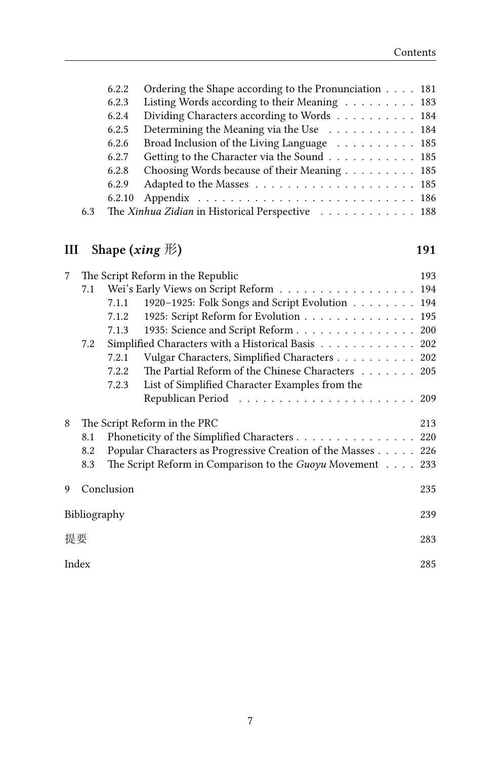6.2.2 Ordering the Shape according to the Pronunciation . . . . 181
6.2.3 Listing Words according to their Meaning . . . . . . . . . 183
6.2.4 Dividing Characters according to Words . . . . . . . . . . 184
6.2.5 Determining the Meaning via the Use . . . . . . . . . . . 184
6.2.6 Broad Inclusion of the Living Language . . . . . . . . . . 185
6.2.7 Getting to the Character via the Sound . . . . . . . . . . . 185
6.2.8 Choosing Words because of their Meaning . . . . . . . . . 185
6.2.9 Adapted to the Masses . . . . . . . . . . . . . . . . . . . . 185
6.2.10 Appendix . . . . . . . . . . . . . . . . . . . . . . . . . . 186

6.3 The *Xinhua Zidian* in Historical Perspective . . . . . . . . . . . . 188

## III Shape (*xing* 形) 191

7 The Script Reform in the Republic 193

7.1 Wei's Early Views on Script Reform . . . . . . . . . . . . . . . . . 194
7.1.1 1920–1925: Folk Songs and Script Evolution . . . . . . . . 194
7.1.2 1925: Script Reform for Evolution . . . . . . . . . . . . . . 195
7.1.3 1935: Science and Script Reform . . . . . . . . . . . . . . . 200

7.2 Simplified Characters with a Historical Basis . . . . . . . . . . . . 202
7.2.1 Vulgar Characters, Simplified Characters . . . . . . . . . . 202
7.2.2 The Partial Reform of the Chinese Characters . . . . . . . 205
7.2.3 List of Simplified Character Examples from the Republican Period . . . . . . . . . . . . . . . . . . . . . . 209

8 The Script Reform in the PRC 213

8.1 Phoneticity of the Simplified Characters . . . . . . . . . . . . . . . 220
8.2 Popular Characters as Progressive Creation of the Masses . . . . . 226
8.3 The Script Reform in Comparison to the *Guoyu* Movement . . . . 233

9 Conclusion 235

Bibliography 239

提要 283

Index 285